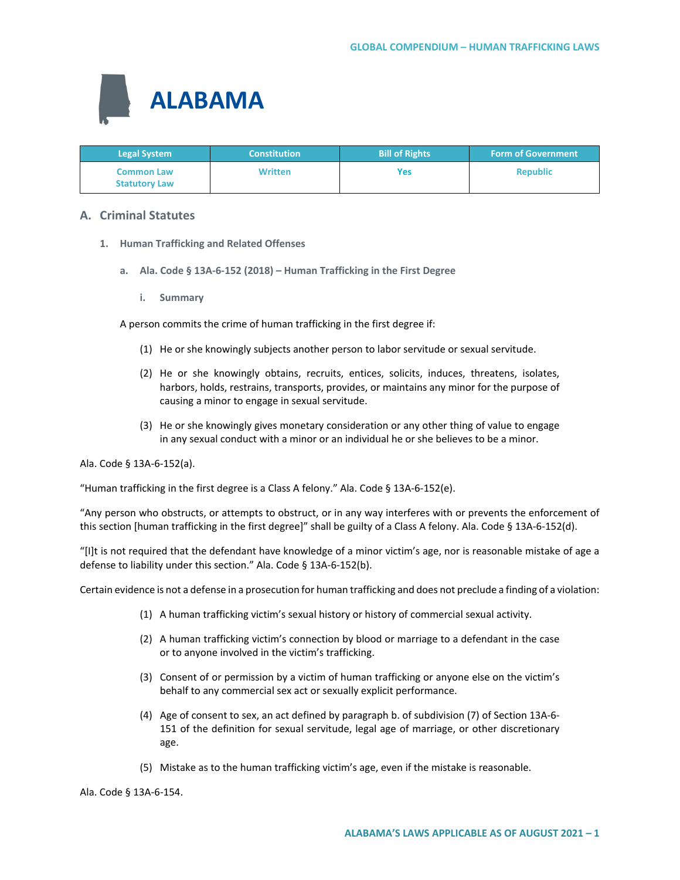# ALABAMA

| Legal System | Constitution | Bill of Rights | Form of Government |
|---|---|---|---|
| Common Law<br>Statutory Law | Written | Yes | Republic |

## A. Criminal Statutes

### 1. Human Trafficking and Related Offenses

#### a. Ala. Code § 13A-6-152 (2018) – Human Trafficking in the First Degree

##### i. Summary

A person commits the crime of human trafficking in the first degree if:

(1) He or she knowingly subjects another person to labor servitude or sexual servitude.

(2) He or she knowingly obtains, recruits, entices, solicits, induces, threatens, isolates, harbors, holds, restrains, transports, provides, or maintains any minor for the purpose of causing a minor to engage in sexual servitude.

(3) He or she knowingly gives monetary consideration or any other thing of value to engage in any sexual conduct with a minor or an individual he or she believes to be a minor.

Ala. Code § 13A-6-152(a).

"Human trafficking in the first degree is a Class A felony." Ala. Code § 13A-6-152(e).

"Any person who obstructs, or attempts to obstruct, or in any way interferes with or prevents the enforcement of this section [human trafficking in the first degree]" shall be guilty of a Class A felony. Ala. Code § 13A-6-152(d).

"[I]t is not required that the defendant have knowledge of a minor victim's age, nor is reasonable mistake of age a defense to liability under this section." Ala. Code § 13A-6-152(b).

Certain evidence is not a defense in a prosecution for human trafficking and does not preclude a finding of a violation:

(1) A human trafficking victim's sexual history or history of commercial sexual activity.

(2) A human trafficking victim's connection by blood or marriage to a defendant in the case or to anyone involved in the victim's trafficking.

(3) Consent of or permission by a victim of human trafficking or anyone else on the victim's behalf to any commercial sex act or sexually explicit performance.

(4) Age of consent to sex, an act defined by paragraph b. of subdivision (7) of Section 13A-6-151 of the definition for sexual servitude, legal age of marriage, or other discretionary age.

(5) Mistake as to the human trafficking victim's age, even if the mistake is reasonable.

Ala. Code § 13A-6-154.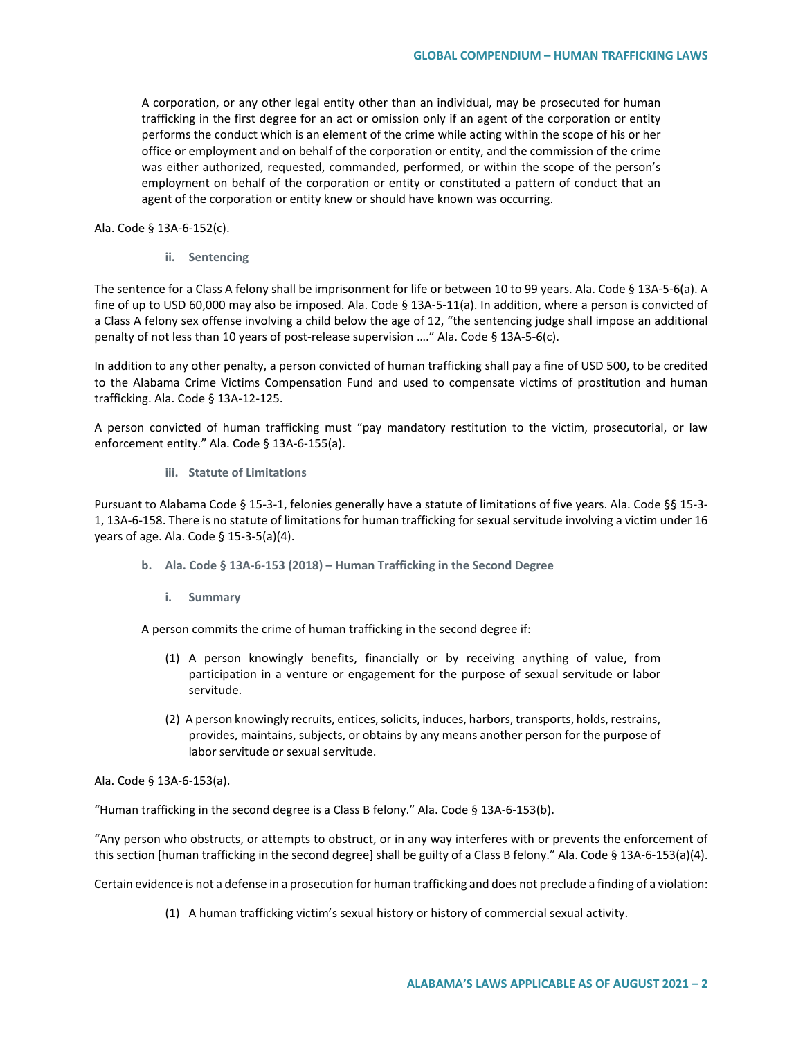> A corporation, or any other legal entity other than an individual, may be prosecuted for human trafficking in the first degree for an act or omission only if an agent of the corporation or entity performs the conduct which is an element of the crime while acting within the scope of his or her office or employment and on behalf of the corporation or entity, and the commission of the crime was either authorized, requested, commanded, performed, or within the scope of the person's employment on behalf of the corporation or entity or constituted a pattern of conduct that an agent of the corporation or entity knew or should have known was occurring.

Ala. Code § 13A-6-152(c).

#### ii. Sentencing

The sentence for a Class A felony shall be imprisonment for life or between 10 to 99 years. Ala. Code § 13A-5-6(a). A fine of up to USD 60,000 may also be imposed. Ala. Code § 13A-5-11(a). In addition, where a person is convicted of a Class A felony sex offense involving a child below the age of 12, "the sentencing judge shall impose an additional penalty of not less than 10 years of post-release supervision …." Ala. Code § 13A-5-6(c).

In addition to any other penalty, a person convicted of human trafficking shall pay a fine of USD 500, to be credited to the Alabama Crime Victims Compensation Fund and used to compensate victims of prostitution and human trafficking. Ala. Code § 13A-12-125.

A person convicted of human trafficking must "pay mandatory restitution to the victim, prosecutorial, or law enforcement entity." Ala. Code § 13A-6-155(a).

#### iii. Statute of Limitations

Pursuant to Alabama Code § 15-3-1, felonies generally have a statute of limitations of five years. Ala. Code §§ 15-3-1, 13A-6-158. There is no statute of limitations for human trafficking for sexual servitude involving a victim under 16 years of age. Ala. Code § 15-3-5(a)(4).

### b. Ala. Code § 13A-6-153 (2018) – Human Trafficking in the Second Degree

#### i. Summary

> A person commits the crime of human trafficking in the second degree if:
>
> (1) A person knowingly benefits, financially or by receiving anything of value, from participation in a venture or engagement for the purpose of sexual servitude or labor servitude.
>
> (2) A person knowingly recruits, entices, solicits, induces, harbors, transports, holds, restrains, provides, maintains, subjects, or obtains by any means another person for the purpose of labor servitude or sexual servitude.

Ala. Code § 13A-6-153(a).

"Human trafficking in the second degree is a Class B felony." Ala. Code § 13A-6-153(b).

"Any person who obstructs, or attempts to obstruct, or in any way interferes with or prevents the enforcement of this section [human trafficking in the second degree] shall be guilty of a Class B felony." Ala. Code § 13A-6-153(a)(4).

Certain evidence is not a defense in a prosecution for human trafficking and does not preclude a finding of a violation:

> (1) A human trafficking victim's sexual history or history of commercial sexual activity.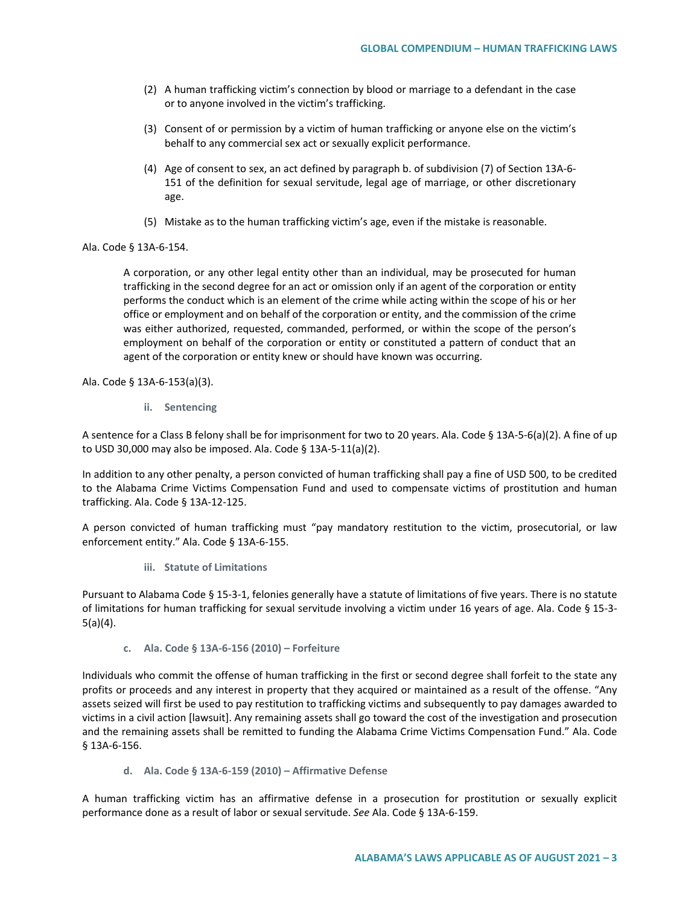(2) A human trafficking victim's connection by blood or marriage to a defendant in the case or to anyone involved in the victim's trafficking.

(3) Consent of or permission by a victim of human trafficking or anyone else on the victim's behalf to any commercial sex act or sexually explicit performance.

(4) Age of consent to sex, an act defined by paragraph b. of subdivision (7) of Section 13A-6-151 of the definition for sexual servitude, legal age of marriage, or other discretionary age.

(5) Mistake as to the human trafficking victim's age, even if the mistake is reasonable.

Ala. Code § 13A-6-154.

> A corporation, or any other legal entity other than an individual, may be prosecuted for human trafficking in the second degree for an act or omission only if an agent of the corporation or entity performs the conduct which is an element of the crime while acting within the scope of his or her office or employment and on behalf of the corporation or entity, and the commission of the crime was either authorized, requested, commanded, performed, or within the scope of the person's employment on behalf of the corporation or entity or constituted a pattern of conduct that an agent of the corporation or entity knew or should have known was occurring.

Ala. Code § 13A-6-153(a)(3).

#### ii. Sentencing

A sentence for a Class B felony shall be for imprisonment for two to 20 years. Ala. Code § 13A-5-6(a)(2). A fine of up to USD 30,000 may also be imposed. Ala. Code § 13A-5-11(a)(2).

In addition to any other penalty, a person convicted of human trafficking shall pay a fine of USD 500, to be credited to the Alabama Crime Victims Compensation Fund and used to compensate victims of prostitution and human trafficking. Ala. Code § 13A-12-125.

A person convicted of human trafficking must "pay mandatory restitution to the victim, prosecutorial, or law enforcement entity." Ala. Code § 13A-6-155.

#### iii. Statute of Limitations

Pursuant to Alabama Code § 15-3-1, felonies generally have a statute of limitations of five years. There is no statute of limitations for human trafficking for sexual servitude involving a victim under 16 years of age. Ala. Code § 15-3-5(a)(4).

### c. Ala. Code § 13A-6-156 (2010) – Forfeiture

Individuals who commit the offense of human trafficking in the first or second degree shall forfeit to the state any profits or proceeds and any interest in property that they acquired or maintained as a result of the offense. "Any assets seized will first be used to pay restitution to trafficking victims and subsequently to pay damages awarded to victims in a civil action [lawsuit]. Any remaining assets shall go toward the cost of the investigation and prosecution and the remaining assets shall be remitted to funding the Alabama Crime Victims Compensation Fund." Ala. Code § 13A-6-156.

### d. Ala. Code § 13A-6-159 (2010) – Affirmative Defense

A human trafficking victim has an affirmative defense in a prosecution for prostitution or sexually explicit performance done as a result of labor or sexual servitude. *See* Ala. Code § 13A-6-159.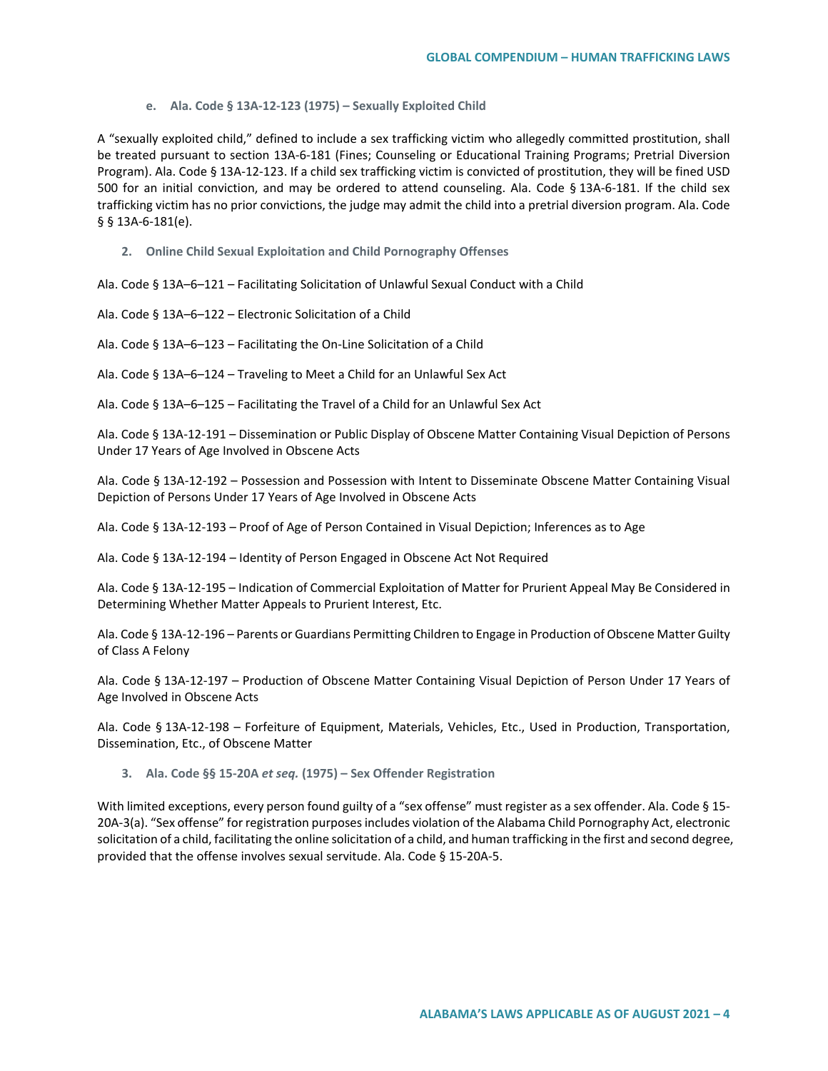#### e. Ala. Code § 13A-12-123 (1975) – Sexually Exploited Child

A "sexually exploited child," defined to include a sex trafficking victim who allegedly committed prostitution, shall be treated pursuant to section 13A-6-181 (Fines; Counseling or Educational Training Programs; Pretrial Diversion Program). Ala. Code § 13A-12-123. If a child sex trafficking victim is convicted of prostitution, they will be fined USD 500 for an initial conviction, and may be ordered to attend counseling. Ala. Code § 13A-6-181. If the child sex trafficking victim has no prior convictions, the judge may admit the child into a pretrial diversion program. Ala. Code § § 13A-6-181(e).

### 2. Online Child Sexual Exploitation and Child Pornography Offenses

Ala. Code § 13A–6–121 – Facilitating Solicitation of Unlawful Sexual Conduct with a Child

Ala. Code § 13A–6–122 – Electronic Solicitation of a Child

Ala. Code § 13A–6–123 – Facilitating the On-Line Solicitation of a Child

Ala. Code § 13A–6–124 – Traveling to Meet a Child for an Unlawful Sex Act

Ala. Code § 13A–6–125 – Facilitating the Travel of a Child for an Unlawful Sex Act

Ala. Code § 13A-12-191 – Dissemination or Public Display of Obscene Matter Containing Visual Depiction of Persons Under 17 Years of Age Involved in Obscene Acts

Ala. Code § 13A-12-192 – Possession and Possession with Intent to Disseminate Obscene Matter Containing Visual Depiction of Persons Under 17 Years of Age Involved in Obscene Acts

Ala. Code § 13A-12-193 – Proof of Age of Person Contained in Visual Depiction; Inferences as to Age

Ala. Code § 13A-12-194 – Identity of Person Engaged in Obscene Act Not Required

Ala. Code § 13A-12-195 – Indication of Commercial Exploitation of Matter for Prurient Appeal May Be Considered in Determining Whether Matter Appeals to Prurient Interest, Etc.

Ala. Code § 13A-12-196 – Parents or Guardians Permitting Children to Engage in Production of Obscene Matter Guilty of Class A Felony

Ala. Code § 13A-12-197 – Production of Obscene Matter Containing Visual Depiction of Person Under 17 Years of Age Involved in Obscene Acts

Ala. Code § 13A-12-198 – Forfeiture of Equipment, Materials, Vehicles, Etc., Used in Production, Transportation, Dissemination, Etc., of Obscene Matter

### 3. Ala. Code §§ 15-20A *et seq.* (1975) – Sex Offender Registration

With limited exceptions, every person found guilty of a "sex offense" must register as a sex offender. Ala. Code § 15-20A-3(a). "Sex offense" for registration purposes includes violation of the Alabama Child Pornography Act, electronic solicitation of a child, facilitating the online solicitation of a child, and human trafficking in the first and second degree, provided that the offense involves sexual servitude. Ala. Code § 15-20A-5.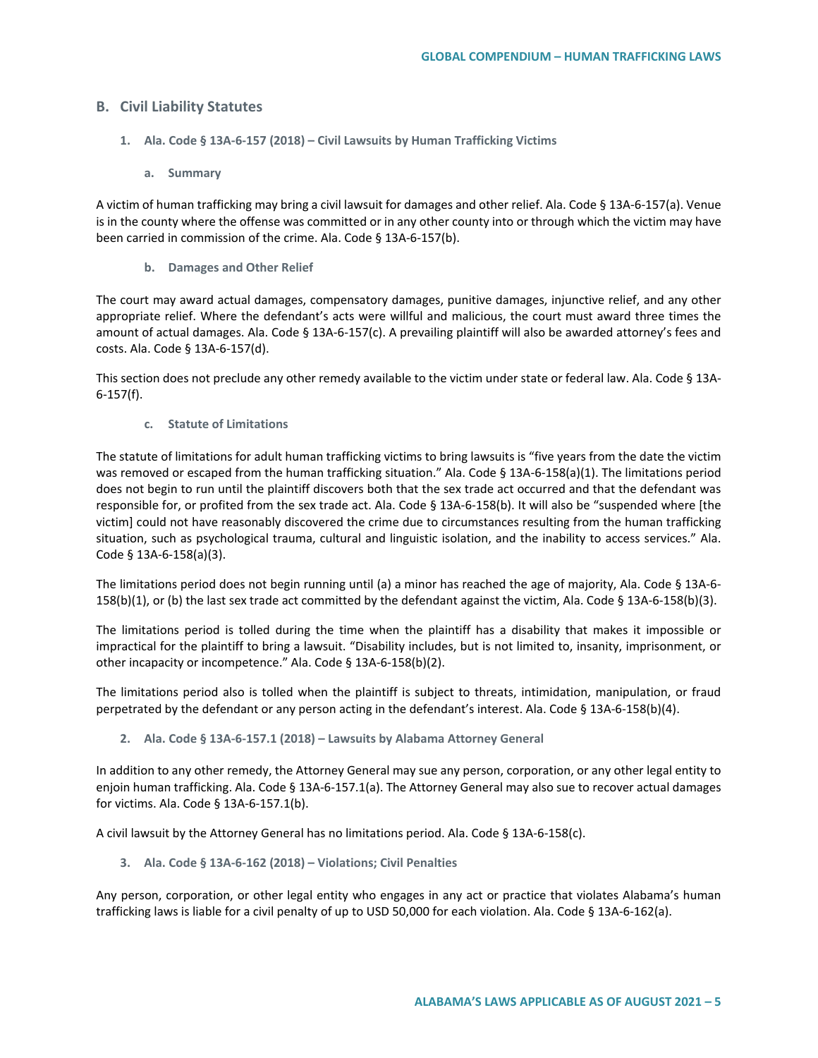## B. Civil Liability Statutes

### 1. Ala. Code § 13A-6-157 (2018) – Civil Lawsuits by Human Trafficking Victims

#### a. Summary

A victim of human trafficking may bring a civil lawsuit for damages and other relief. Ala. Code § 13A-6-157(a). Venue is in the county where the offense was committed or in any other county into or through which the victim may have been carried in commission of the crime. Ala. Code § 13A-6-157(b).

#### b. Damages and Other Relief

The court may award actual damages, compensatory damages, punitive damages, injunctive relief, and any other appropriate relief. Where the defendant's acts were willful and malicious, the court must award three times the amount of actual damages. Ala. Code § 13A-6-157(c). A prevailing plaintiff will also be awarded attorney's fees and costs. Ala. Code § 13A-6-157(d).

This section does not preclude any other remedy available to the victim under state or federal law. Ala. Code § 13A-6-157(f).

#### c. Statute of Limitations

The statute of limitations for adult human trafficking victims to bring lawsuits is "five years from the date the victim was removed or escaped from the human trafficking situation." Ala. Code § 13A-6-158(a)(1). The limitations period does not begin to run until the plaintiff discovers both that the sex trade act occurred and that the defendant was responsible for, or profited from the sex trade act. Ala. Code § 13A-6-158(b). It will also be "suspended where [the victim] could not have reasonably discovered the crime due to circumstances resulting from the human trafficking situation, such as psychological trauma, cultural and linguistic isolation, and the inability to access services." Ala. Code § 13A-6-158(a)(3).

The limitations period does not begin running until (a) a minor has reached the age of majority, Ala. Code § 13A-6-158(b)(1), or (b) the last sex trade act committed by the defendant against the victim, Ala. Code § 13A-6-158(b)(3).

The limitations period is tolled during the time when the plaintiff has a disability that makes it impossible or impractical for the plaintiff to bring a lawsuit. "Disability includes, but is not limited to, insanity, imprisonment, or other incapacity or incompetence." Ala. Code § 13A-6-158(b)(2).

The limitations period also is tolled when the plaintiff is subject to threats, intimidation, manipulation, or fraud perpetrated by the defendant or any person acting in the defendant's interest. Ala. Code § 13A-6-158(b)(4).

### 2. Ala. Code § 13A-6-157.1 (2018) – Lawsuits by Alabama Attorney General

In addition to any other remedy, the Attorney General may sue any person, corporation, or any other legal entity to enjoin human trafficking. Ala. Code § 13A-6-157.1(a). The Attorney General may also sue to recover actual damages for victims. Ala. Code § 13A-6-157.1(b).

A civil lawsuit by the Attorney General has no limitations period. Ala. Code § 13A-6-158(c).

### 3. Ala. Code § 13A-6-162 (2018) – Violations; Civil Penalties

Any person, corporation, or other legal entity who engages in any act or practice that violates Alabama's human trafficking laws is liable for a civil penalty of up to USD 50,000 for each violation. Ala. Code § 13A-6-162(a).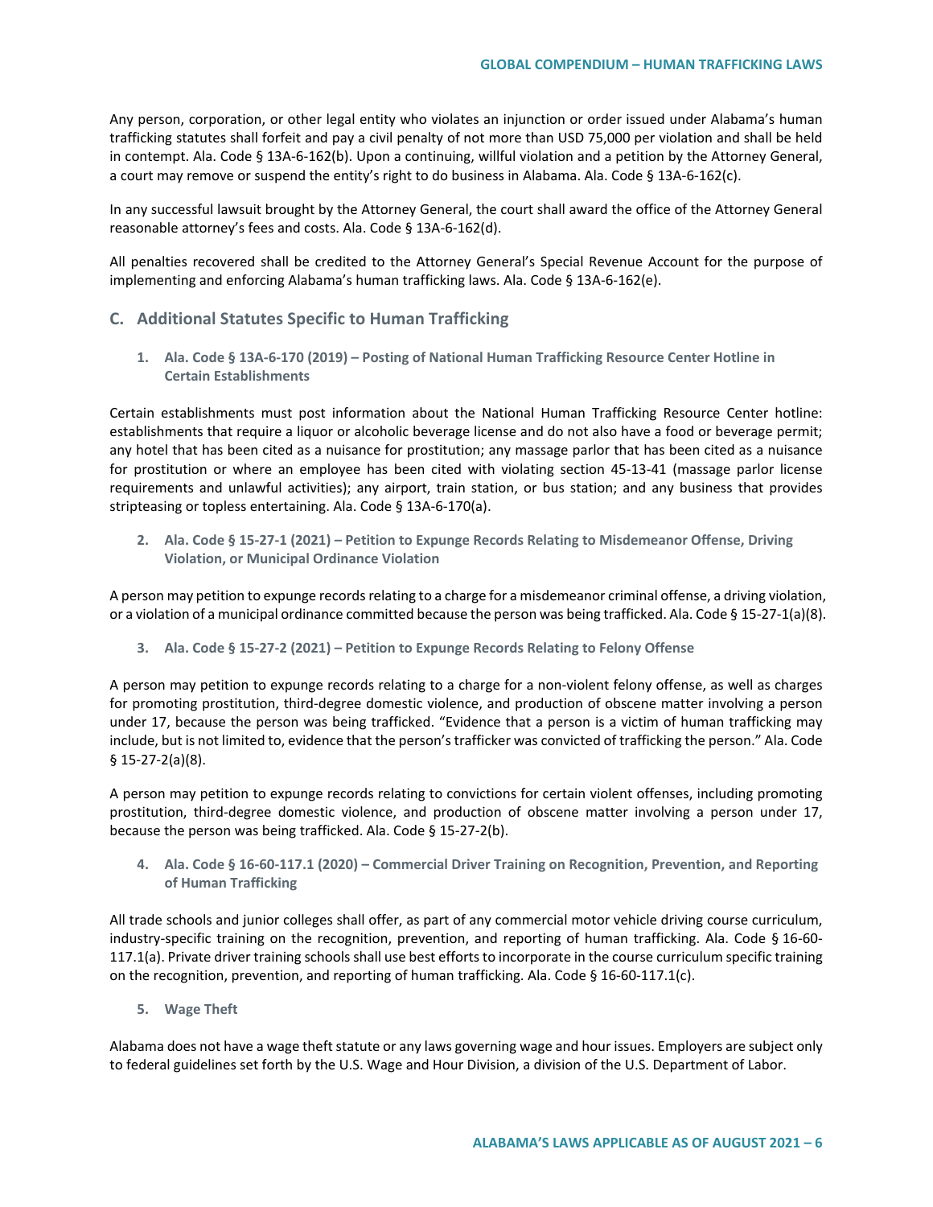Any person, corporation, or other legal entity who violates an injunction or order issued under Alabama's human trafficking statutes shall forfeit and pay a civil penalty of not more than USD 75,000 per violation and shall be held in contempt. Ala. Code § 13A-6-162(b). Upon a continuing, willful violation and a petition by the Attorney General, a court may remove or suspend the entity's right to do business in Alabama. Ala. Code § 13A-6-162(c).

In any successful lawsuit brought by the Attorney General, the court shall award the office of the Attorney General reasonable attorney's fees and costs. Ala. Code § 13A-6-162(d).

All penalties recovered shall be credited to the Attorney General's Special Revenue Account for the purpose of implementing and enforcing Alabama's human trafficking laws. Ala. Code § 13A-6-162(e).

## C. Additional Statutes Specific to Human Trafficking

### 1. Ala. Code § 13A-6-170 (2019) – Posting of National Human Trafficking Resource Center Hotline in Certain Establishments

Certain establishments must post information about the National Human Trafficking Resource Center hotline: establishments that require a liquor or alcoholic beverage license and do not also have a food or beverage permit; any hotel that has been cited as a nuisance for prostitution; any massage parlor that has been cited as a nuisance for prostitution or where an employee has been cited with violating section 45-13-41 (massage parlor license requirements and unlawful activities); any airport, train station, or bus station; and any business that provides stripteasing or topless entertaining. Ala. Code § 13A-6-170(a).

### 2. Ala. Code § 15-27-1 (2021) – Petition to Expunge Records Relating to Misdemeanor Offense, Driving Violation, or Municipal Ordinance Violation

A person may petition to expunge records relating to a charge for a misdemeanor criminal offense, a driving violation, or a violation of a municipal ordinance committed because the person was being trafficked. Ala. Code § 15-27-1(a)(8).

### 3. Ala. Code § 15-27-2 (2021) – Petition to Expunge Records Relating to Felony Offense

A person may petition to expunge records relating to a charge for a non-violent felony offense, as well as charges for promoting prostitution, third-degree domestic violence, and production of obscene matter involving a person under 17, because the person was being trafficked. "Evidence that a person is a victim of human trafficking may include, but is not limited to, evidence that the person's trafficker was convicted of trafficking the person." Ala. Code § 15-27-2(a)(8).

A person may petition to expunge records relating to convictions for certain violent offenses, including promoting prostitution, third-degree domestic violence, and production of obscene matter involving a person under 17, because the person was being trafficked. Ala. Code § 15-27-2(b).

### 4. Ala. Code § 16-60-117.1 (2020) – Commercial Driver Training on Recognition, Prevention, and Reporting of Human Trafficking

All trade schools and junior colleges shall offer, as part of any commercial motor vehicle driving course curriculum, industry-specific training on the recognition, prevention, and reporting of human trafficking. Ala. Code § 16-60-117.1(a). Private driver training schools shall use best efforts to incorporate in the course curriculum specific training on the recognition, prevention, and reporting of human trafficking. Ala. Code § 16-60-117.1(c).

### 5. Wage Theft

Alabama does not have a wage theft statute or any laws governing wage and hour issues. Employers are subject only to federal guidelines set forth by the U.S. Wage and Hour Division, a division of the U.S. Department of Labor.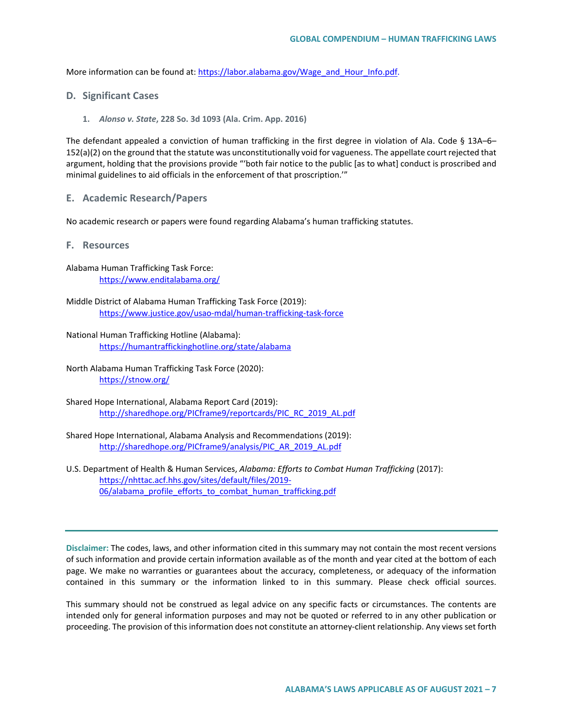More information can be found at: [https://labor.alabama.gov/Wage_and_Hour_Info.pdf](https://labor.alabama.gov/Wage_and_Hour_Info.pdf).

## D. Significant Cases

### 1. *Alonso v. State*, 228 So. 3d 1093 (Ala. Crim. App. 2016)

The defendant appealed a conviction of human trafficking in the first degree in violation of Ala. Code § 13A–6–152(a)(2) on the ground that the statute was unconstitutionally void for vagueness. The appellate court rejected that argument, holding that the provisions provide "'both fair notice to the public [as to what] conduct is proscribed and minimal guidelines to aid officials in the enforcement of that proscription.'"

## E. Academic Research/Papers

No academic research or papers were found regarding Alabama's human trafficking statutes.

## F. Resources

Alabama Human Trafficking Task Force:
[https://www.enditalabama.org/](https://www.enditalabama.org/)

Middle District of Alabama Human Trafficking Task Force (2019):
[https://www.justice.gov/usao-mdal/human-trafficking-task-force](https://www.justice.gov/usao-mdal/human-trafficking-task-force)

National Human Trafficking Hotline (Alabama):
[https://humantraffickinghotline.org/state/alabama](https://humantraffickinghotline.org/state/alabama)

North Alabama Human Trafficking Task Force (2020):
[https://stnow.org/](https://stnow.org/)

Shared Hope International, Alabama Report Card (2019):
[http://sharedhope.org/PICframe9/reportcards/PIC_RC_2019_AL.pdf](http://sharedhope.org/PICframe9/reportcards/PIC_RC_2019_AL.pdf)

Shared Hope International, Alabama Analysis and Recommendations (2019):
[http://sharedhope.org/PICframe9/analysis/PIC_AR_2019_AL.pdf](http://sharedhope.org/PICframe9/analysis/PIC_AR_2019_AL.pdf)

U.S. Department of Health & Human Services, *Alabama: Efforts to Combat Human Trafficking* (2017):
[https://nhttac.acf.hhs.gov/sites/default/files/2019-06/alabama_profile_efforts_to_combat_human_trafficking.pdf](https://nhttac.acf.hhs.gov/sites/default/files/2019-06/alabama_profile_efforts_to_combat_human_trafficking.pdf)

---

**Disclaimer:** The codes, laws, and other information cited in this summary may not contain the most recent versions of such information and provide certain information available as of the month and year cited at the bottom of each page. We make no warranties or guarantees about the accuracy, completeness, or adequacy of the information contained in this summary or the information linked to in this summary. Please check official sources.

This summary should not be construed as legal advice on any specific facts or circumstances. The contents are intended only for general information purposes and may not be quoted or referred to in any other publication or proceeding. The provision of this information does not constitute an attorney-client relationship. Any views set forth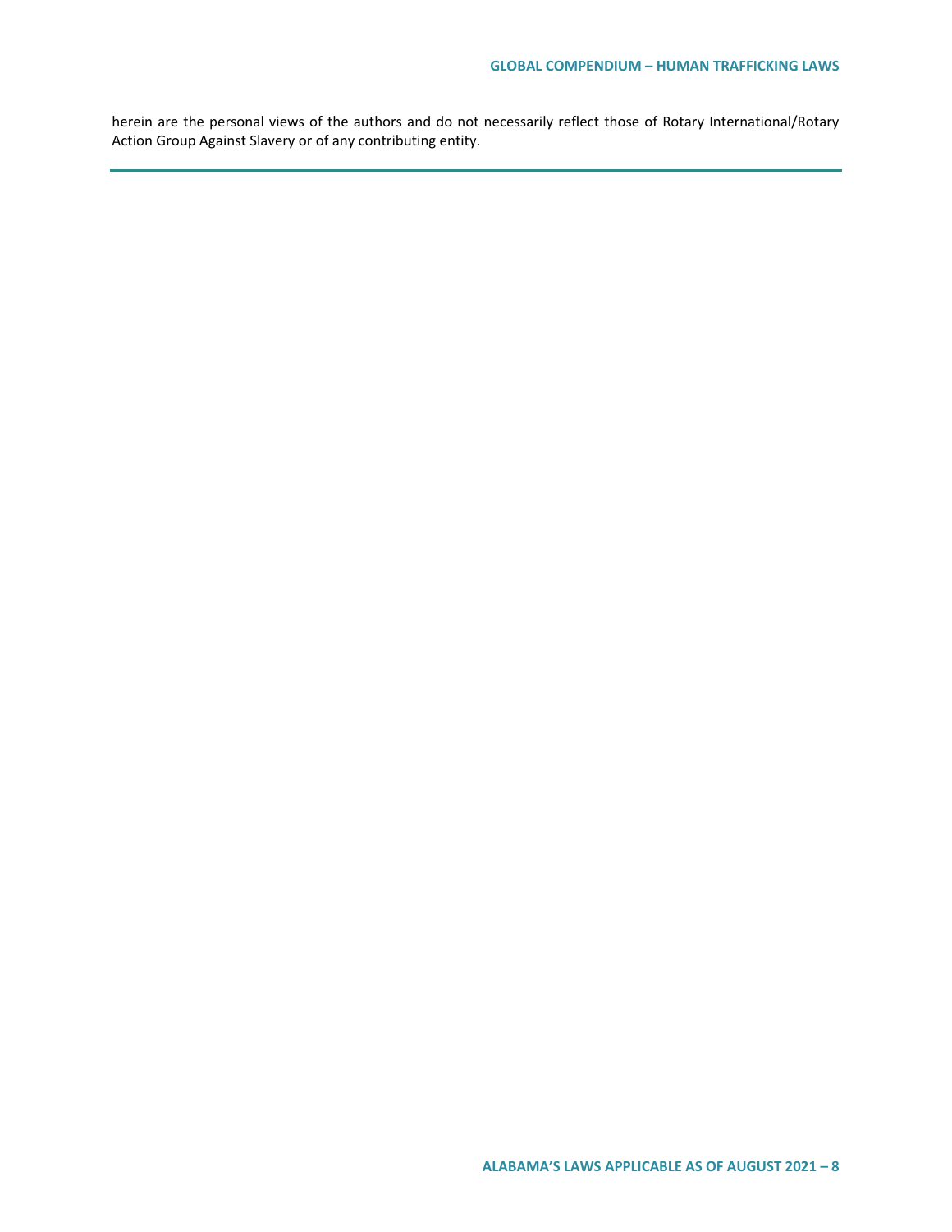herein are the personal views of the authors and do not necessarily reflect those of Rotary International/Rotary Action Group Against Slavery or of any contributing entity.

---